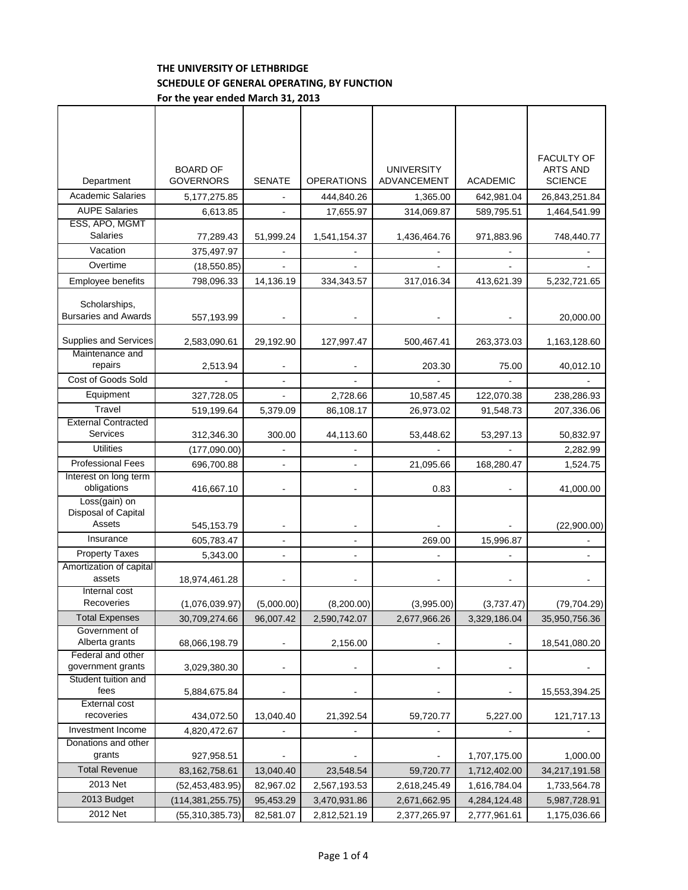**THE UNIVERSITY OF LETHBRIDGE**
**SCHEDULE OF GENERAL OPERATING, BY FUNCTION**
**For the year ended March 31, 2013**

| Department | BOARD OF GOVERNORS | SENATE | OPERATIONS | UNIVERSITY ADVANCEMENT | ACADEMIC | FACULTY OF ARTS AND SCIENCE |
|---|---|---|---|---|---|---|
| Academic Salaries | 5,177,275.85 | - | 444,840.26 | 1,365.00 | 642,981.04 | 26,843,251.84 |
| AUPE Salaries | 6,613.85 | - | 17,655.97 | 314,069.87 | 589,795.51 | 1,464,541.99 |
| ESS, APO, MGMT Salaries | 77,289.43 | 51,999.24 | 1,541,154.37 | 1,436,464.76 | 971,883.96 | 748,440.77 |
| Vacation | 375,497.97 | - | - | - | - | - |
| Overtime | (18,550.85) | - | - | - | - | - |
| Employee benefits | 798,096.33 | 14,136.19 | 334,343.57 | 317,016.34 | 413,621.39 | 5,232,721.65 |
| Scholarships, Bursaries and Awards | 557,193.99 | - | - | - | - | 20,000.00 |
| Supplies and Services | 2,583,090.61 | 29,192.90 | 127,997.47 | 500,467.41 | 263,373.03 | 1,163,128.60 |
| Maintenance and repairs | 2,513.94 | - | - | 203.30 | 75.00 | 40,012.10 |
| Cost of Goods Sold | - | - | - | - | - | - |
| Equipment | 327,728.05 | - | 2,728.66 | 10,587.45 | 122,070.38 | 238,286.93 |
| Travel | 519,199.64 | 5,379.09 | 86,108.17 | 26,973.02 | 91,548.73 | 207,336.06 |
| External Contracted Services | 312,346.30 | 300.00 | 44,113.60 | 53,448.62 | 53,297.13 | 50,832.97 |
| Utilities | (177,090.00) | - | - | - | - | 2,282.99 |
| Professional Fees | 696,700.88 | - | - | 21,095.66 | 168,280.47 | 1,524.75 |
| Interest on long term obligations | 416,667.10 | - | - | 0.83 | - | 41,000.00 |
| Loss(gain) on Disposal of Capital Assets | 545,153.79 | - | - | - | - | (22,900.00) |
| Insurance | 605,783.47 | - | - | 269.00 | 15,996.87 | - |
| Property Taxes | 5,343.00 | - | - | - | - | - |
| Amortization of capital assets | 18,974,461.28 | - | - | - | - | - |
| Internal cost Recoveries | (1,076,039.97) | (5,000.00) | (8,200.00) | (3,995.00) | (3,737.47) | (79,704.29) |
| Total Expenses | 30,709,274.66 | 96,007.42 | 2,590,742.07 | 2,677,966.26 | 3,329,186.04 | 35,950,756.36 |
| Government of Alberta grants | 68,066,198.79 | - | 2,156.00 | - | - | 18,541,080.20 |
| Federal and other government grants | 3,029,380.30 | - | - | - | - | - |
| Student tuition and fees | 5,884,675.84 | - | - | - | - | 15,553,394.25 |
| External cost recoveries | 434,072.50 | 13,040.40 | 21,392.54 | 59,720.77 | 5,227.00 | 121,717.13 |
| Investment Income | 4,820,472.67 | - | - | - | - | - |
| Donations and other grants | 927,958.51 | - | - | - | 1,707,175.00 | 1,000.00 |
| Total Revenue | 83,162,758.61 | 13,040.40 | 23,548.54 | 59,720.77 | 1,712,402.00 | 34,217,191.58 |
| 2013 Net | (52,453,483.95) | 82,967.02 | 2,567,193.53 | 2,618,245.49 | 1,616,784.04 | 1,733,564.78 |
| 2013 Budget | (114,381,255.75) | 95,453.29 | 3,470,931.86 | 2,671,662.95 | 4,284,124.48 | 5,987,728.91 |
| 2012 Net | (55,310,385.73) | 82,581.07 | 2,812,521.19 | 2,377,265.97 | 2,777,961.61 | 1,175,036.66 |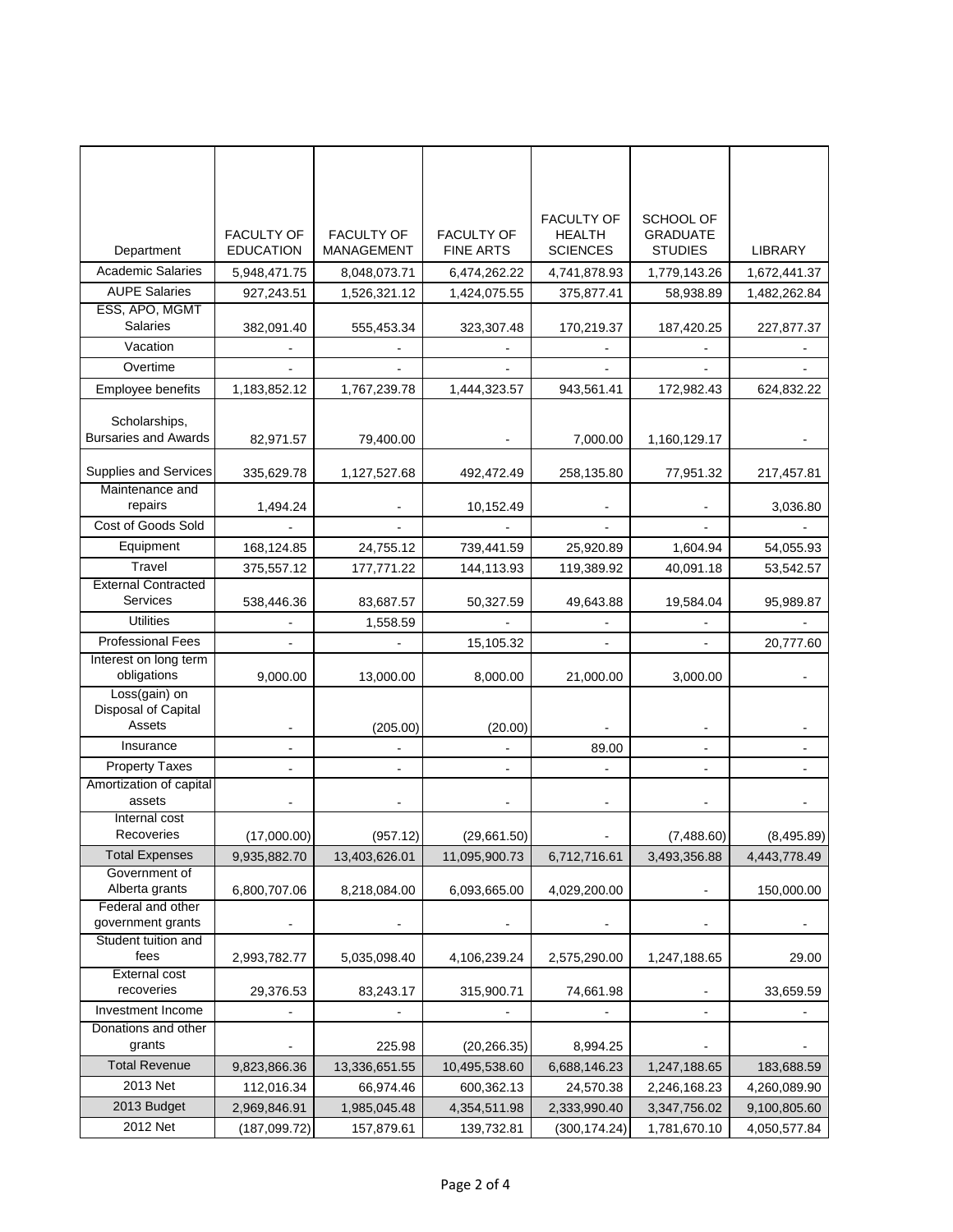| Department | FACULTY OF EDUCATION | FACULTY OF MANAGEMENT | FACULTY OF FINE ARTS | FACULTY OF HEALTH SCIENCES | SCHOOL OF GRADUATE STUDIES | LIBRARY |
|---|---|---|---|---|---|---|
| Academic Salaries | 5,948,471.75 | 8,048,073.71 | 6,474,262.22 | 4,741,878.93 | 1,779,143.26 | 1,672,441.37 |
| AUPE Salaries | 927,243.51 | 1,526,321.12 | 1,424,075.55 | 375,877.41 | 58,938.89 | 1,482,262.84 |
| ESS, APO, MGMT Salaries | 382,091.40 | 555,453.34 | 323,307.48 | 170,219.37 | 187,420.25 | 227,877.37 |
| Vacation | - | - | - | - | - | - |
| Overtime | - | - | - | - | - | - |
| Employee benefits | 1,183,852.12 | 1,767,239.78 | 1,444,323.57 | 943,561.41 | 172,982.43 | 624,832.22 |
| Scholarships, Bursaries and Awards | 82,971.57 | 79,400.00 | - | 7,000.00 | 1,160,129.17 | - |
| Supplies and Services | 335,629.78 | 1,127,527.68 | 492,472.49 | 258,135.80 | 77,951.32 | 217,457.81 |
| Maintenance and repairs | 1,494.24 | - | 10,152.49 | - | - | 3,036.80 |
| Cost of Goods Sold | - | - | - | - | - | - |
| Equipment | 168,124.85 | 24,755.12 | 739,441.59 | 25,920.89 | 1,604.94 | 54,055.93 |
| Travel | 375,557.12 | 177,771.22 | 144,113.93 | 119,389.92 | 40,091.18 | 53,542.57 |
| External Contracted Services | 538,446.36 | 83,687.57 | 50,327.59 | 49,643.88 | 19,584.04 | 95,989.87 |
| Utilities | - | 1,558.59 | - | - | - | - |
| Professional Fees | - | - | 15,105.32 | - | - | 20,777.60 |
| Interest on long term obligations | 9,000.00 | 13,000.00 | 8,000.00 | 21,000.00 | 3,000.00 | - |
| Loss(gain) on Disposal of Capital Assets | - | (205.00) | (20.00) | - | - | - |
| Insurance | - | - | - | 89.00 | - | - |
| Property Taxes | - | - | - | - | - | - |
| Amortization of capital assets | - | - | - | - | - | - |
| Internal cost Recoveries | (17,000.00) | (957.12) | (29,661.50) | - | (7,488.60) | (8,495.89) |
| Total Expenses | 9,935,882.70 | 13,403,626.01 | 11,095,900.73 | 6,712,716.61 | 3,493,356.88 | 4,443,778.49 |
| Government of Alberta grants | 6,800,707.06 | 8,218,084.00 | 6,093,665.00 | 4,029,200.00 | - | 150,000.00 |
| Federal and other government grants | - | - | - | - | - | - |
| Student tuition and fees | 2,993,782.77 | 5,035,098.40 | 4,106,239.24 | 2,575,290.00 | 1,247,188.65 | 29.00 |
| External cost recoveries | 29,376.53 | 83,243.17 | 315,900.71 | 74,661.98 | - | 33,659.59 |
| Investment Income | - | - | - | - | - | - |
| Donations and other grants | - | 225.98 | (20,266.35) | 8,994.25 | - | - |
| Total Revenue | 9,823,866.36 | 13,336,651.55 | 10,495,538.60 | 6,688,146.23 | 1,247,188.65 | 183,688.59 |
| 2013 Net | 112,016.34 | 66,974.46 | 600,362.13 | 24,570.38 | 2,246,168.23 | 4,260,089.90 |
| 2013 Budget | 2,969,846.91 | 1,985,045.48 | 4,354,511.98 | 2,333,990.40 | 3,347,756.02 | 9,100,805.60 |
| 2012 Net | (187,099.72) | 157,879.61 | 139,732.81 | (300,174.24) | 1,781,670.10 | 4,050,577.84 |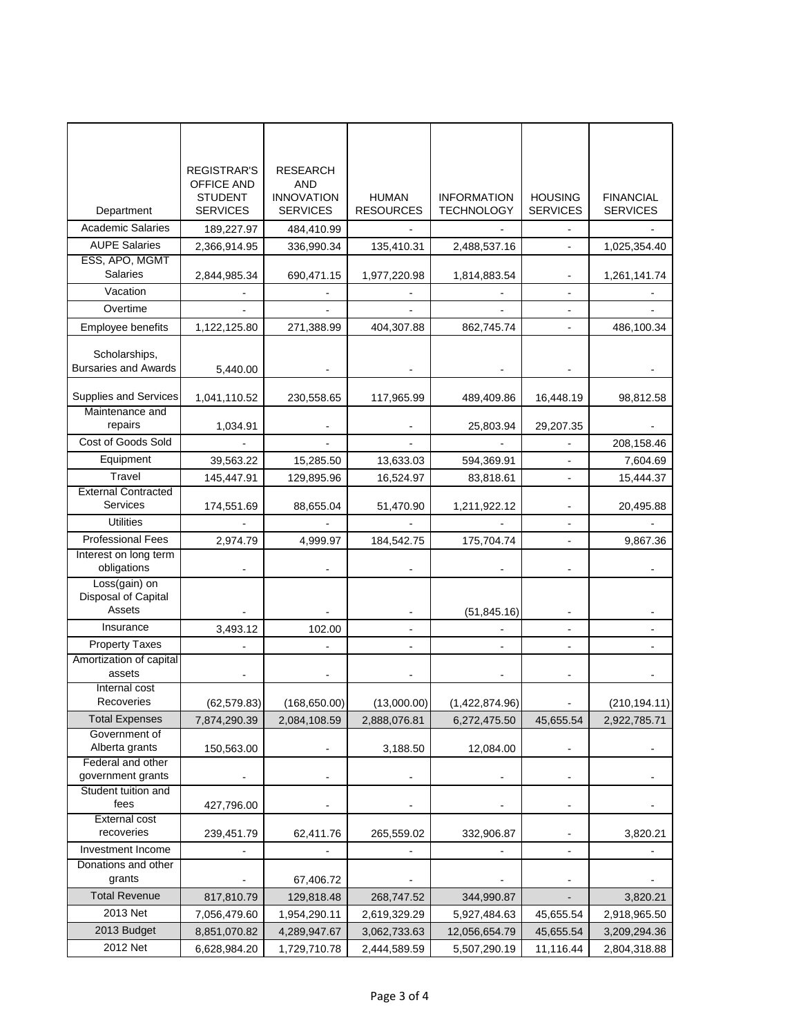| Department | REGISTRAR'S OFFICE AND STUDENT SERVICES | RESEARCH AND INNOVATION SERVICES | HUMAN RESOURCES | INFORMATION TECHNOLOGY | HOUSING SERVICES | FINANCIAL SERVICES |
|---|---|---|---|---|---|---|
| Academic Salaries | 189,227.97 | 484,410.99 | - | - | - | - |
| AUPE Salaries | 2,366,914.95 | 336,990.34 | 135,410.31 | 2,488,537.16 | - | 1,025,354.40 |
| ESS, APO, MGMT Salaries | 2,844,985.34 | 690,471.15 | 1,977,220.98 | 1,814,883.54 | - | 1,261,141.74 |
| Vacation | - | - | - | - | - | - |
| Overtime | - | - | - | - | - | - |
| Employee benefits | 1,122,125.80 | 271,388.99 | 404,307.88 | 862,745.74 | - | 486,100.34 |
| Scholarships, Bursaries and Awards | 5,440.00 | - | - | - | - | - |
| Supplies and Services | 1,041,110.52 | 230,558.65 | 117,965.99 | 489,409.86 | 16,448.19 | 98,812.58 |
| Maintenance and repairs | 1,034.91 | - | - | 25,803.94 | 29,207.35 | - |
| Cost of Goods Sold | - | - | - | - | - | 208,158.46 |
| Equipment | 39,563.22 | 15,285.50 | 13,633.03 | 594,369.91 | - | 7,604.69 |
| Travel | 145,447.91 | 129,895.96 | 16,524.97 | 83,818.61 | - | 15,444.37 |
| External Contracted Services | 174,551.69 | 88,655.04 | 51,470.90 | 1,211,922.12 | - | 20,495.88 |
| Utilities | - | - | - | - | - | - |
| Professional Fees | 2,974.79 | 4,999.97 | 184,542.75 | 175,704.74 | - | 9,867.36 |
| Interest on long term obligations | - | - | - | - | - | - |
| Loss(gain) on Disposal of Capital Assets | - | - | - | (51,845.16) | - | - |
| Insurance | 3,493.12 | 102.00 | - | - | - | - |
| Property Taxes | - | - | - | - | - | - |
| Amortization of capital assets | - | - | - | - | - | - |
| Internal cost Recoveries | (62,579.83) | (168,650.00) | (13,000.00) | (1,422,874.96) | - | (210,194.11) |
| Total Expenses | 7,874,290.39 | 2,084,108.59 | 2,888,076.81 | 6,272,475.50 | 45,655.54 | 2,922,785.71 |
| Government of Alberta grants | 150,563.00 | - | 3,188.50 | 12,084.00 | - | - |
| Federal and other government grants | - | - | - | - | - | - |
| Student tuition and fees | 427,796.00 | - | - | - | - | - |
| External cost recoveries | 239,451.79 | 62,411.76 | 265,559.02 | 332,906.87 | - | 3,820.21 |
| Investment Income | - | - | - | - | - | - |
| Donations and other grants | - | 67,406.72 | - | - | - | - |
| Total Revenue | 817,810.79 | 129,818.48 | 268,747.52 | 344,990.87 | - | 3,820.21 |
| 2013 Net | 7,056,479.60 | 1,954,290.11 | 2,619,329.29 | 5,927,484.63 | 45,655.54 | 2,918,965.50 |
| 2013 Budget | 8,851,070.82 | 4,289,947.67 | 3,062,733.63 | 12,056,654.79 | 45,655.54 | 3,209,294.36 |
| 2012 Net | 6,628,984.20 | 1,729,710.78 | 2,444,589.59 | 5,507,290.19 | 11,116.44 | 2,804,318.88 |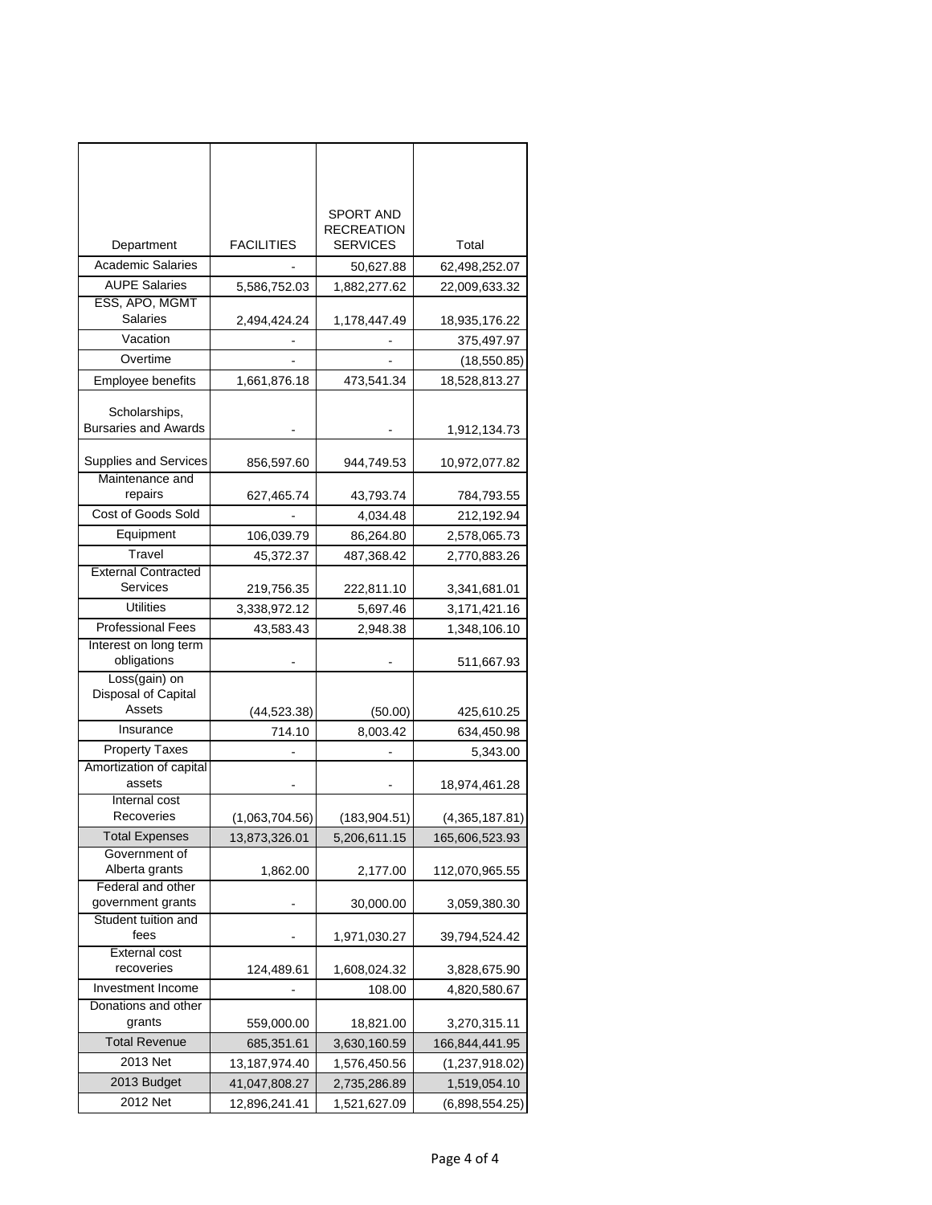| Department | FACILITIES | SPORT AND RECREATION SERVICES | Total |
| --- | --- | --- | --- |
| Academic Salaries | - | 50,627.88 | 62,498,252.07 |
| AUPE Salaries | 5,586,752.03 | 1,882,277.62 | 22,009,633.32 |
| ESS, APO, MGMT Salaries | 2,494,424.24 | 1,178,447.49 | 18,935,176.22 |
| Vacation | - | - | 375,497.97 |
| Overtime | - | - | (18,550.85) |
| Employee benefits | 1,661,876.18 | 473,541.34 | 18,528,813.27 |
| Scholarships, Bursaries and Awards | - | - | 1,912,134.73 |
| Supplies and Services | 856,597.60 | 944,749.53 | 10,972,077.82 |
| Maintenance and repairs | 627,465.74 | 43,793.74 | 784,793.55 |
| Cost of Goods Sold | - | 4,034.48 | 212,192.94 |
| Equipment | 106,039.79 | 86,264.80 | 2,578,065.73 |
| Travel | 45,372.37 | 487,368.42 | 2,770,883.26 |
| External Contracted Services | 219,756.35 | 222,811.10 | 3,341,681.01 |
| Utilities | 3,338,972.12 | 5,697.46 | 3,171,421.16 |
| Professional Fees | 43,583.43 | 2,948.38 | 1,348,106.10 |
| Interest on long term obligations | - | - | 511,667.93 |
| Loss(gain) on Disposal of Capital Assets | (44,523.38) | (50.00) | 425,610.25 |
| Insurance | 714.10 | 8,003.42 | 634,450.98 |
| Property Taxes | - | - | 5,343.00 |
| Amortization of capital assets | - | - | 18,974,461.28 |
| Internal cost Recoveries | (1,063,704.56) | (183,904.51) | (4,365,187.81) |
| Total Expenses | 13,873,326.01 | 5,206,611.15 | 165,606,523.93 |
| Government of Alberta grants | 1,862.00 | 2,177.00 | 112,070,965.55 |
| Federal and other government grants | - | 30,000.00 | 3,059,380.30 |
| Student tuition and fees | - | 1,971,030.27 | 39,794,524.42 |
| External cost recoveries | 124,489.61 | 1,608,024.32 | 3,828,675.90 |
| Investment Income | - | 108.00 | 4,820,580.67 |
| Donations and other grants | 559,000.00 | 18,821.00 | 3,270,315.11 |
| Total Revenue | 685,351.61 | 3,630,160.59 | 166,844,441.95 |
| 2013 Net | 13,187,974.40 | 1,576,450.56 | (1,237,918.02) |
| 2013 Budget | 41,047,808.27 | 2,735,286.89 | 1,519,054.10 |
| 2012 Net | 12,896,241.41 | 1,521,627.09 | (6,898,554.25) |